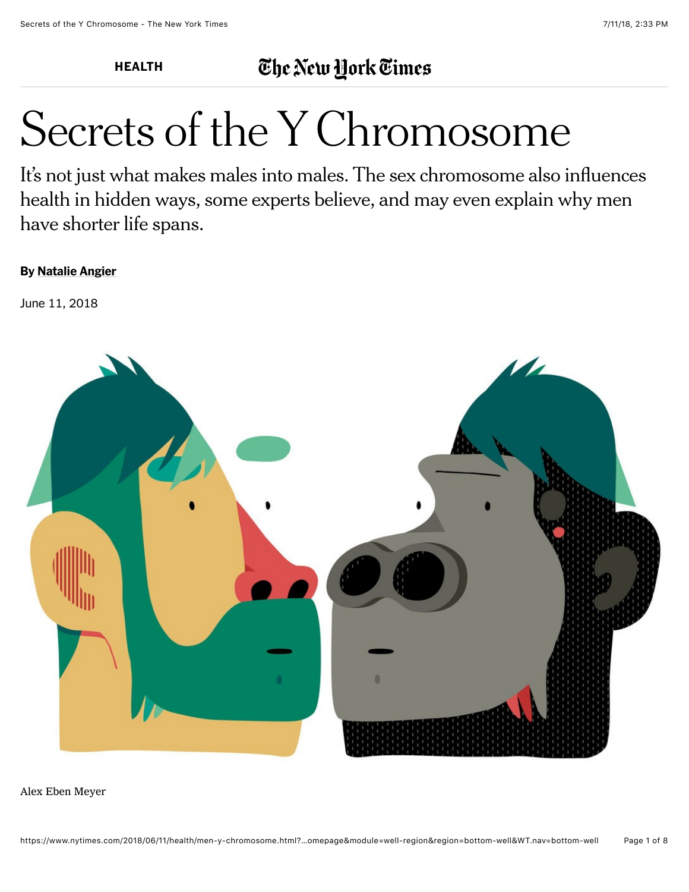HEALTH

# Secrets of the Y Chromosome

It's not just what makes males into males. The sex chromosome also influences health in hidden ways, some experts believe, and may even explain why men have shorter life spans.

**By Natalie Angier**

June 11, 2018

Alex Eben Meyer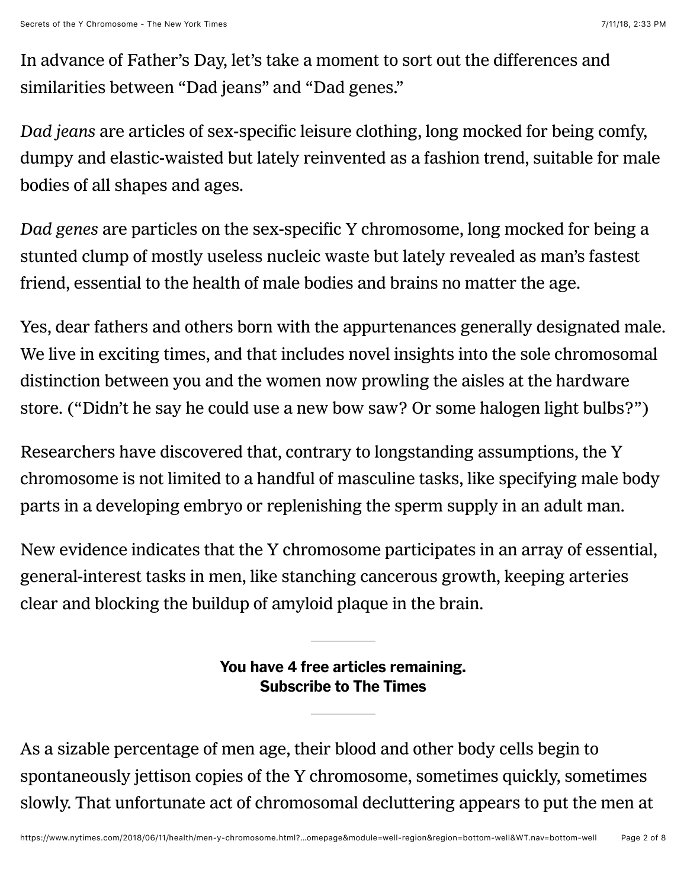In advance of Father's Day, let's take a moment to sort out the differences and similarities between "Dad jeans" and "Dad genes."

*Dad jeans* are articles of sex-specific leisure clothing, long mocked for being comfy, dumpy and elastic-waisted but lately reinvented as a fashion trend, suitable for male bodies of all shapes and ages.

*Dad genes* are particles on the sex-specific Y chromosome, long mocked for being a stunted clump of mostly useless nucleic waste but lately revealed as man's fastest friend, essential to the health of male bodies and brains no matter the age.

Yes, dear fathers and others born with the appurtenances generally designated male. We live in exciting times, and that includes novel insights into the sole chromosomal distinction between you and the women now prowling the aisles at the hardware store. ("Didn't he say he could use a new bow saw? Or some halogen light bulbs?")

Researchers have discovered that, contrary to longstanding assumptions, the Y chromosome is not limited to a handful of masculine tasks, like specifying male body parts in a developing embryo or replenishing the sperm supply in an adult man.

New evidence indicates that the Y chromosome participates in an array of essential, general-interest tasks in men, like stanching cancerous growth, keeping arteries clear and blocking the buildup of amyloid plaque in the brain.

**You have 4 free articles remaining.**
**Subscribe to The Times**

As a sizable percentage of men age, their blood and other body cells begin to spontaneously jettison copies of the Y chromosome, sometimes quickly, sometimes slowly. That unfortunate act of chromosomal decluttering appears to put the men at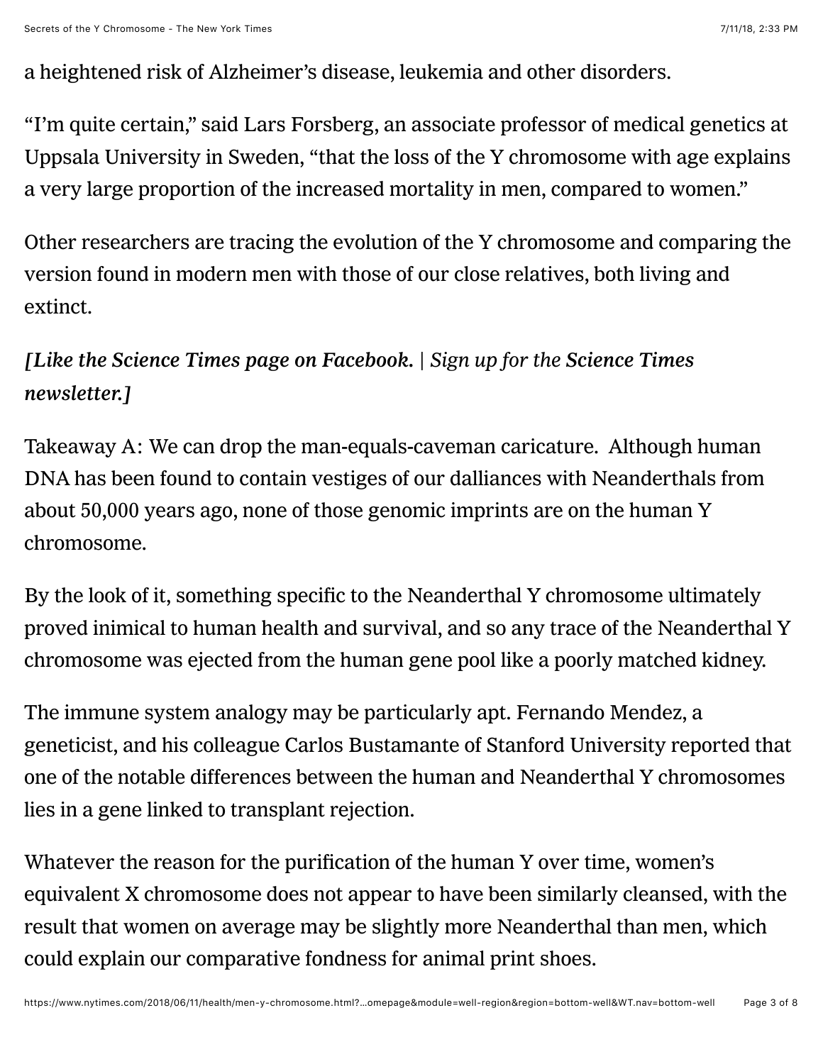a heightened risk of Alzheimer's disease, leukemia and other disorders.

"I'm quite certain," said Lars Forsberg, an associate professor of medical genetics at Uppsala University in Sweden, "that the loss of the Y chromosome with age explains a very large proportion of the increased mortality in men, compared to women."

Other researchers are tracing the evolution of the Y chromosome and comparing the version found in modern men with those of our close relatives, both living and extinct.

*[Like the Science Times page on Facebook. | Sign up for the **Science Times** newsletter.]*

Takeaway A: We can drop the man-equals-caveman caricature. Although human DNA has been found to contain vestiges of our dalliances with Neanderthals from about 50,000 years ago, none of those genomic imprints are on the human Y chromosome.

By the look of it, something specific to the Neanderthal Y chromosome ultimately proved inimical to human health and survival, and so any trace of the Neanderthal Y chromosome was ejected from the human gene pool like a poorly matched kidney.

The immune system analogy may be particularly apt. Fernando Mendez, a geneticist, and his colleague Carlos Bustamante of Stanford University reported that one of the notable differences between the human and Neanderthal Y chromosomes lies in a gene linked to transplant rejection.

Whatever the reason for the purification of the human Y over time, women's equivalent X chromosome does not appear to have been similarly cleansed, with the result that women on average may be slightly more Neanderthal than men, which could explain our comparative fondness for animal print shoes.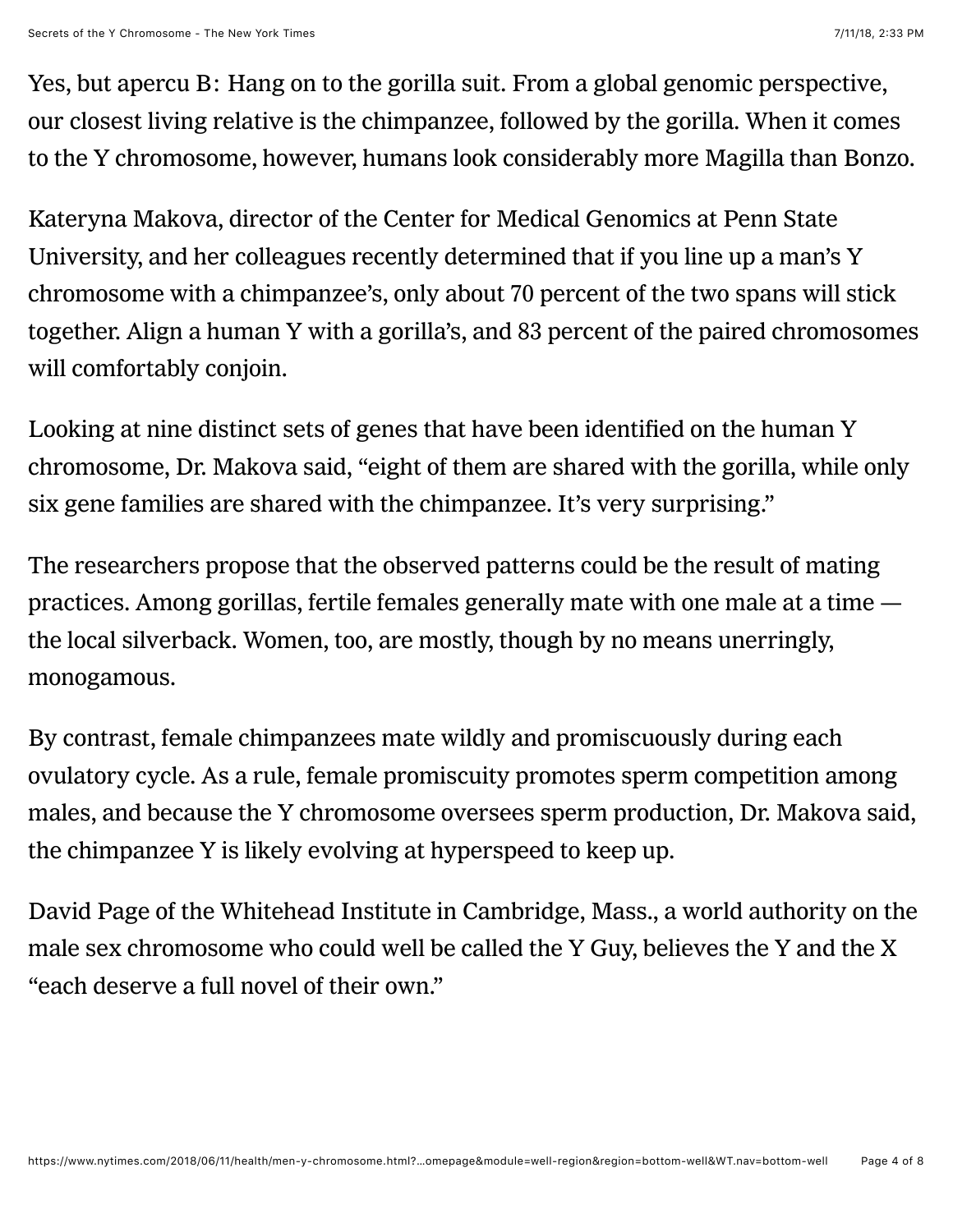Yes, but apercu B: Hang on to the gorilla suit. From a global genomic perspective, our closest living relative is the chimpanzee, followed by the gorilla. When it comes to the Y chromosome, however, humans look considerably more Magilla than Bonzo.

Kateryna Makova, director of the Center for Medical Genomics at Penn State University, and her colleagues recently determined that if you line up a man's Y chromosome with a chimpanzee's, only about 70 percent of the two spans will stick together. Align a human Y with a gorilla's, and 83 percent of the paired chromosomes will comfortably conjoin.

Looking at nine distinct sets of genes that have been identified on the human Y chromosome, Dr. Makova said, "eight of them are shared with the gorilla, while only six gene families are shared with the chimpanzee. It's very surprising."

The researchers propose that the observed patterns could be the result of mating practices. Among gorillas, fertile females generally mate with one male at a time — the local silverback. Women, too, are mostly, though by no means unerringly, monogamous.

By contrast, female chimpanzees mate wildly and promiscuously during each ovulatory cycle. As a rule, female promiscuity promotes sperm competition among males, and because the Y chromosome oversees sperm production, Dr. Makova said, the chimpanzee Y is likely evolving at hyperspeed to keep up.

David Page of the Whitehead Institute in Cambridge, Mass., a world authority on the male sex chromosome who could well be called the Y Guy, believes the Y and the X "each deserve a full novel of their own."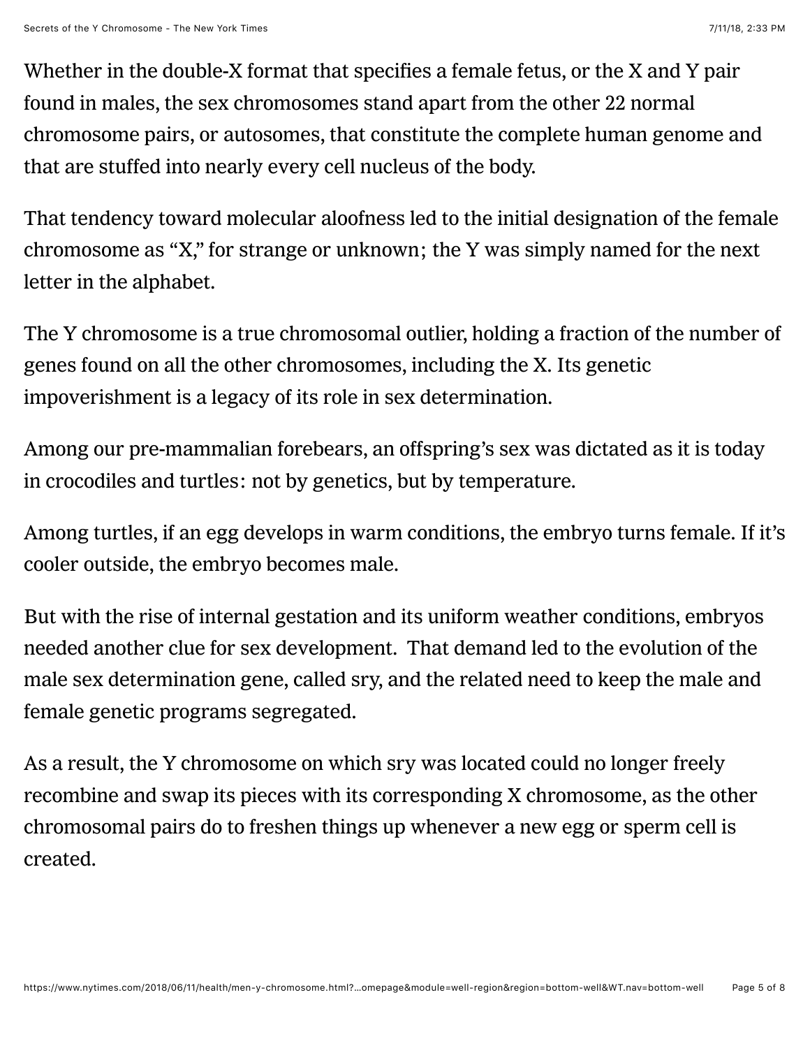Whether in the double-X format that specifies a female fetus, or the X and Y pair found in males, the sex chromosomes stand apart from the other 22 normal chromosome pairs, or autosomes, that constitute the complete human genome and that are stuffed into nearly every cell nucleus of the body.

That tendency toward molecular aloofness led to the initial designation of the female chromosome as "X," for strange or unknown; the Y was simply named for the next letter in the alphabet.

The Y chromosome is a true chromosomal outlier, holding a fraction of the number of genes found on all the other chromosomes, including the X. Its genetic impoverishment is a legacy of its role in sex determination.

Among our pre-mammalian forebears, an offspring's sex was dictated as it is today in crocodiles and turtles: not by genetics, but by temperature.

Among turtles, if an egg develops in warm conditions, the embryo turns female. If it's cooler outside, the embryo becomes male.

But with the rise of internal gestation and its uniform weather conditions, embryos needed another clue for sex development. That demand led to the evolution of the male sex determination gene, called sry, and the related need to keep the male and female genetic programs segregated.

As a result, the Y chromosome on which sry was located could no longer freely recombine and swap its pieces with its corresponding X chromosome, as the other chromosomal pairs do to freshen things up whenever a new egg or sperm cell is created.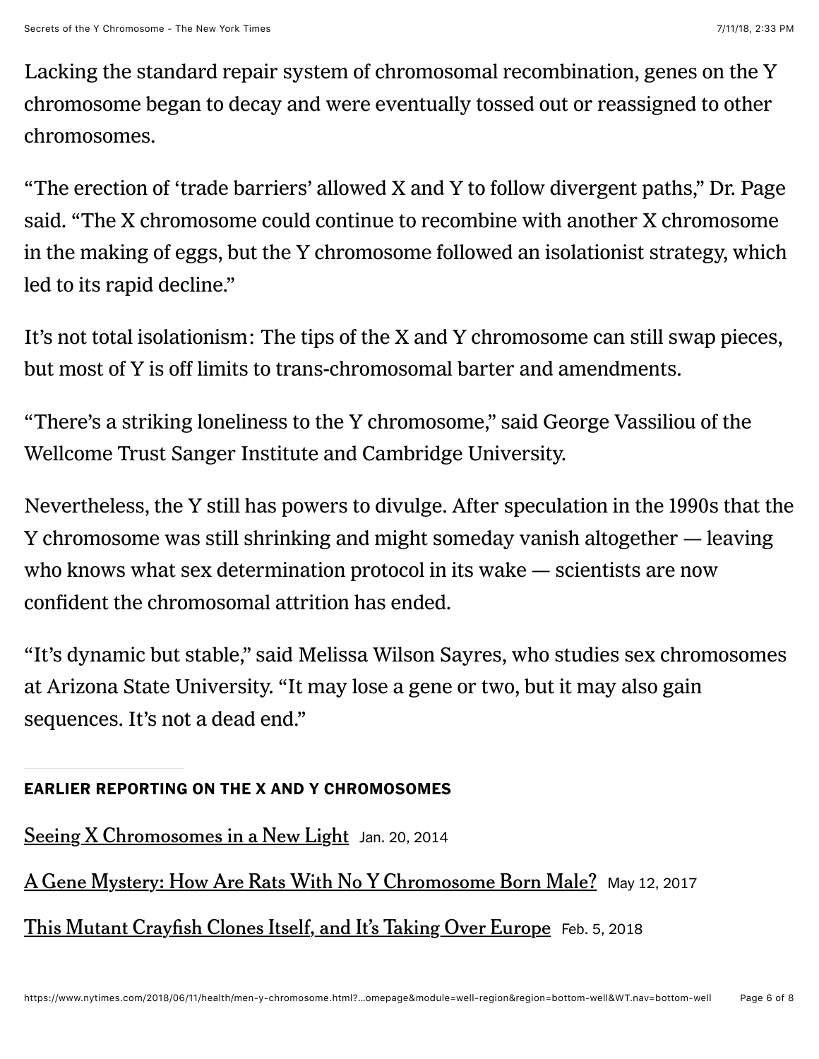Lacking the standard repair system of chromosomal recombination, genes on the Y chromosome began to decay and were eventually tossed out or reassigned to other chromosomes.

"The erection of 'trade barriers' allowed X and Y to follow divergent paths," Dr. Page said. "The X chromosome could continue to recombine with another X chromosome in the making of eggs, but the Y chromosome followed an isolationist strategy, which led to its rapid decline."

It's not total isolationism: The tips of the X and Y chromosome can still swap pieces, but most of Y is off limits to trans-chromosomal barter and amendments.

"There's a striking loneliness to the Y chromosome," said George Vassiliou of the Wellcome Trust Sanger Institute and Cambridge University.

Nevertheless, the Y still has powers to divulge. After speculation in the 1990s that the Y chromosome was still shrinking and might someday vanish altogether — leaving who knows what sex determination protocol in its wake — scientists are now confident the chromosomal attrition has ended.

"It's dynamic but stable," said Melissa Wilson Sayres, who studies sex chromosomes at Arizona State University. "It may lose a gene or two, but it may also gain sequences. It's not a dead end."

**EARLIER REPORTING ON THE X AND Y CHROMOSOMES**

Seeing X Chromosomes in a New Light Jan. 20, 2014

A Gene Mystery: How Are Rats With No Y Chromosome Born Male? May 12, 2017

This Mutant Crayfish Clones Itself, and It's Taking Over Europe Feb. 5, 2018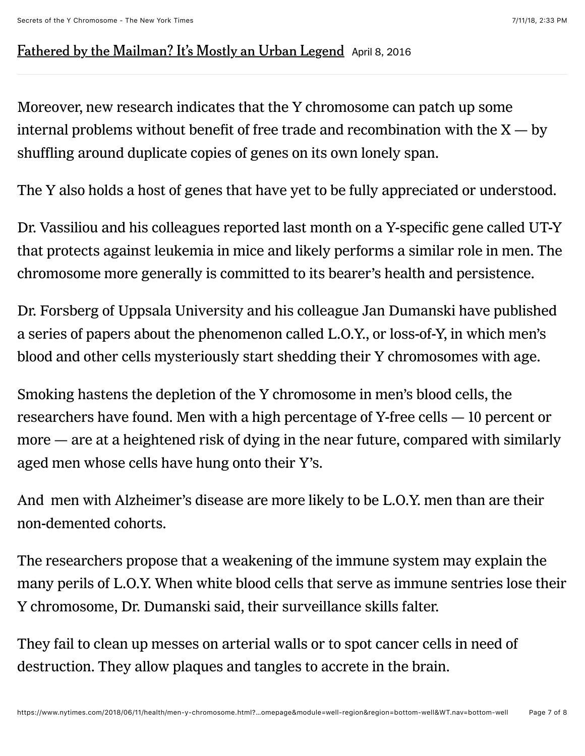[Fathered by the Mailman? It's Mostly an Urban Legend](#) April 8, 2016

---

Moreover, new research indicates that the Y chromosome can patch up some internal problems without benefit of free trade and recombination with the X — by shuffling around duplicate copies of genes on its own lonely span.

The Y also holds a host of genes that have yet to be fully appreciated or understood.

Dr. Vassiliou and his colleagues reported last month on a Y-specific gene called UT-Y that protects against leukemia in mice and likely performs a similar role in men. The chromosome more generally is committed to its bearer's health and persistence.

Dr. Forsberg of Uppsala University and his colleague Jan Dumanski have published a series of papers about the phenomenon called L.O.Y., or loss-of-Y, in which men's blood and other cells mysteriously start shedding their Y chromosomes with age.

Smoking hastens the depletion of the Y chromosome in men's blood cells, the researchers have found. Men with a high percentage of Y-free cells — 10 percent or more — are at a heightened risk of dying in the near future, compared with similarly aged men whose cells have hung onto their Y's.

And men with Alzheimer's disease are more likely to be L.O.Y. men than are their non-demented cohorts.

The researchers propose that a weakening of the immune system may explain the many perils of L.O.Y. When white blood cells that serve as immune sentries lose their Y chromosome, Dr. Dumanski said, their surveillance skills falter.

They fail to clean up messes on arterial walls or to spot cancer cells in need of destruction. They allow plaques and tangles to accrete in the brain.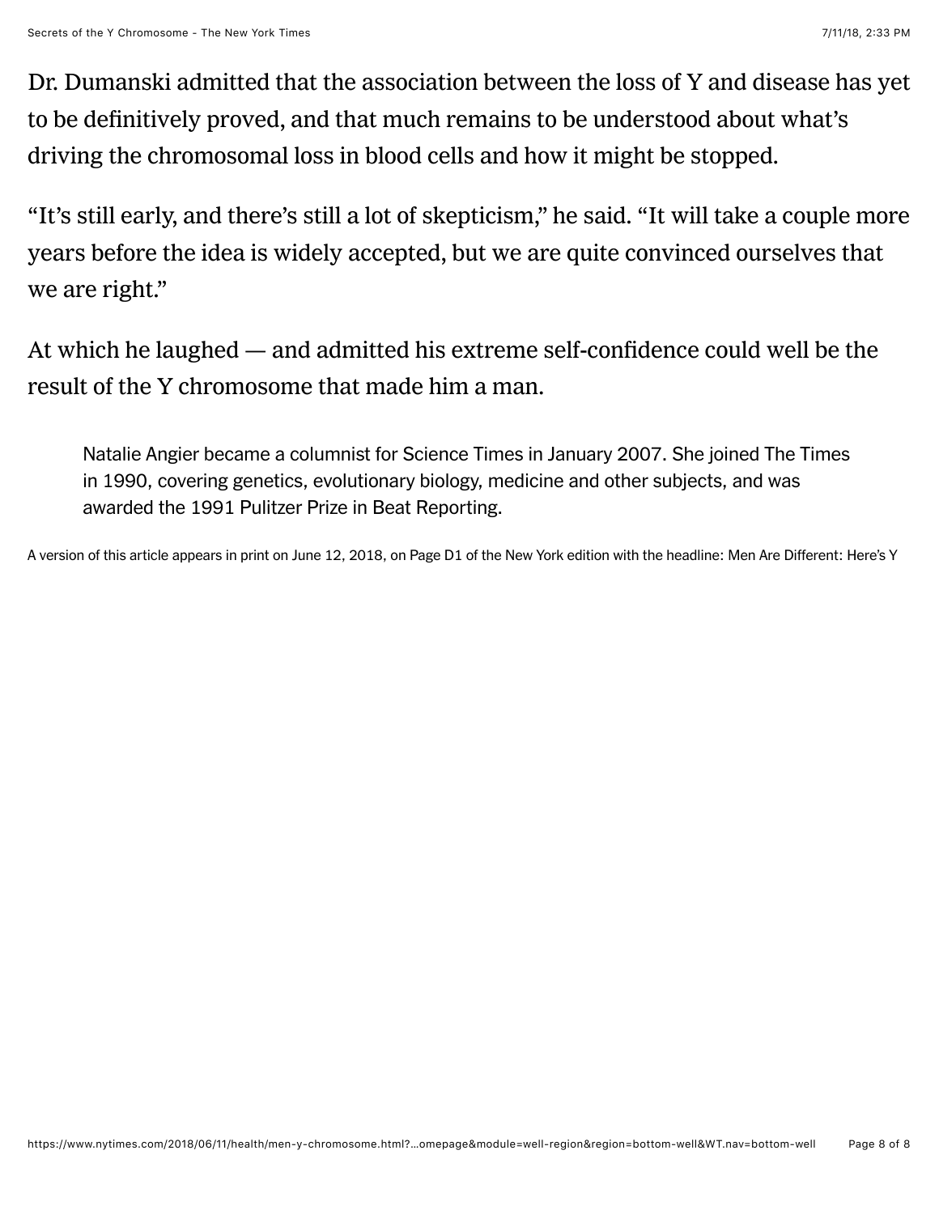Dr. Dumanski admitted that the association between the loss of Y and disease has yet to be definitively proved, and that much remains to be understood about what's driving the chromosomal loss in blood cells and how it might be stopped.

"It's still early, and there's still a lot of skepticism," he said. "It will take a couple more years before the idea is widely accepted, but we are quite convinced ourselves that we are right."

At which he laughed — and admitted his extreme self-confidence could well be the result of the Y chromosome that made him a man.

Natalie Angier became a columnist for Science Times in January 2007. She joined The Times in 1990, covering genetics, evolutionary biology, medicine and other subjects, and was awarded the 1991 Pulitzer Prize in Beat Reporting.

A version of this article appears in print on June 12, 2018, on Page D1 of the New York edition with the headline: Men Are Different: Here's Y